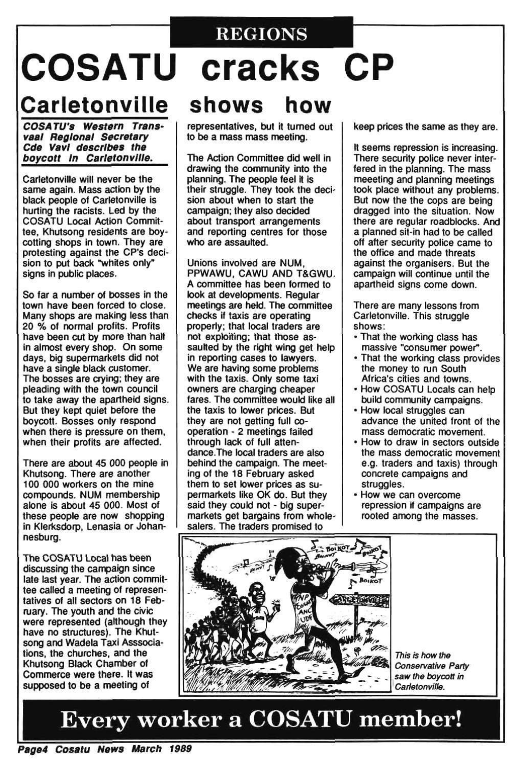REGIONS

# COSATU cracks CP

## Carletonville shows how

***COSATU's Western Transvaal Regional Secretary Cde Vavi describes the boycott in Carletonville.***

Carletonville will never be the same again. Mass action by the black people of Carletonville is hurting the racists. Led by the COSATU Local Action Committee, Khutsong residents are boycotting shops in town. They are protesting against the CP's decision to put back "whites only" signs in public places.

So far a number of bosses in the town have been forced to close. Many shops are making less than 20 % of normal profits. Profits have been cut by more than half in almost every shop. On some days, big supermarkets did not have a single black customer. The bosses are crying; they are pleading with the town council to take away the apartheid signs. But they kept quiet before the boycott. Bosses only respond when there is pressure on them, when their profits are affected.

There are about 45 000 people in Khutsong. There are another 100 000 workers on the mine compounds. NUM membership alone is about 45 000. Most of these people are now shopping in Klerksdorp, Lenasia or Johannesburg.

The COSATU Local has been discussing the campaign since late last year. The action committee called a meeting of representatives of all sectors on 18 February. The youth and the civic were represented (although they have no structures). The Khutsong and Wadela Taxi Asssociations, the churches, and the Khutsong Black Chamber of Commerce were there. It was supposed to be a meeting of representatives, but it turned out to be a mass mass meeting.

The Action Committee did well in drawing the community into the planning. The people feel it is their struggle. They took the decision about when to start the campaign; they also decided about transport arrangements and reporting centres for those who are assaulted.

Unions involved are NUM, PPWAWU, CAWU AND T&GWU. A committee has been formed to look at developments. Regular meetings are held. The committee checks if taxis are operating properly; that local traders are not exploiting; that those assaulted by the right wing get help in reporting cases to lawyers. We are having some problems with the taxis. Only some taxi owners are charging cheaper fares. The committee would like all the taxis to lower prices. But they are not getting full co-operation - 2 meetings failed through lack of full attendance.The local traders are also behind the campaign. The meeting of the 18 February asked them to set lower prices as supermarkets like OK do. But they said they could not - big supermarkets get bargains from wholesalers. The traders promised to keep prices the same as they are.

It seems repression is increasing. There security police never interfered in the planning. The mass meeeting and planning meetings took place without any problems. But now the the cops are being dragged into the situation. Now there are regular roadblocks. And a planned sit-in had to be called off after security police came to the office and made threats against the organisers. But the campaign will continue until the apartheid signs come down.

There are many lessons from Carletonville. This struggle shows:

- That the working class has massive "consumer power".
- That the working class provides the money to run South Africa's cities and towns.
- How COSATU Locals can help build community campaigns.
- How local struggles can advance the united front of the mass democratic movement.
- How to draw in sectors outside the mass democratic movement e.g. traders and taxis) through concrete campaigns and struggles.
- How we can overcome repression if campaigns are rooted among the masses.

*This is how the Conservative Party saw the boycott in Carletonville.*

**Every worker a COSATU member!**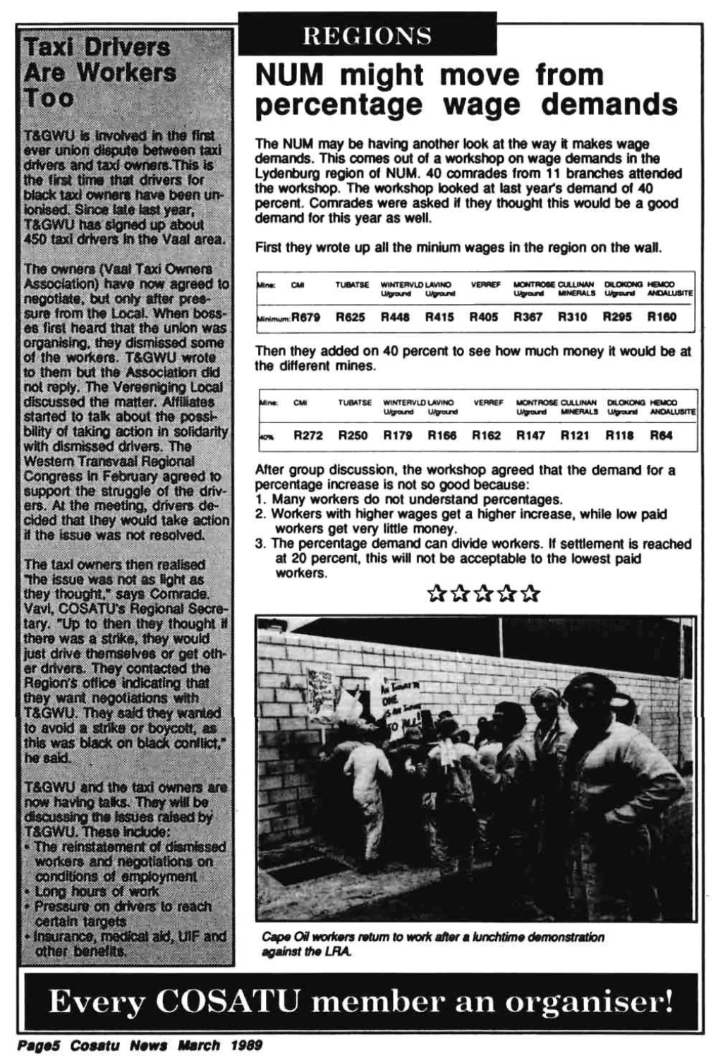## Taxi Drivers Are Workers Too

T&GWU is involved in the first ever union dispute between taxi drivers and taxi owners. This is the first time that drivers for black taxi owners have been unionised. Since late last year, T&GWU has signed up about 450 taxi drivers in the Vaal area.

The owners (Vaal Taxi Owners Association) have now agreed to negotiate, but only after pressure from the Local. When bosses first heard that the union was organising, they dismissed some of the workers. T&GWU wrote to them but the Association did not reply. The Vereeniging Local discussed the matter. Affiliates started to talk about the possibility of taking action in solidarity with dismissed drivers. The Western Transvaal Regional Congress in February agreed to support the struggle of the drivers. At the meeting, drivers decided that they would take action if the issue was not resolved.

The taxi owners then realised "the issue was not as light as they thought," says Comrade Vavi, COSATU's Regional Secretary. "Up to then they thought if there was a strike, they would just drive themselves or get other drivers. They contacted the Region's office indicating that they want negotiations with T&GWU. They said they wanted to avoid a strike or boycott, as this was black on black conflict," he said.

T&GWU and the taxi owners are now having talks. They will be discussing the issues raised by T&GWU. These include:

- The reinstatement of dismissed workers and negotiations on conditions of employment
- Long hours of work
- Pressure on drivers to reach certain targets
- Insurance, medical aid, UIF and other benefits.

# REGIONS

## NUM might move from percentage wage demands

The NUM may be having another look at the way it makes wage demands. This comes out of a workshop on wage demands in the Lydenburg region of NUM. 40 comrades from 11 branches attended the workshop. The workshop looked at last year's demand of 40 percent. Comrades were asked if they thought this would be a good demand for this year as well.

First they wrote up all the minium wages in the region on the wall.

| Mine: | CMI | TUBATSE | WINTERVLD U/ground | LAVINO U/ground | VERREF | MONTROSE U/ground | CULLINAN MINERALS | DILOKONG U/ground | HEMCO ANDALUSITE |
|---|---|---|---|---|---|---|---|---|---|
| Minimum: | R679 | R625 | R448 | R415 | R405 | R367 | R310 | R295 | R160 |

Then they added on 40 percent to see how much money it would be at the different mines.

| Mine: | CMI | TUBATSE | WINTERVLD U/ground | LAVINO U/ground | VERREF | MONTROSE U/ground | CULLINAN MINERALS | DILOKONG U/ground | HEMCO ANDALUSITE |
|---|---|---|---|---|---|---|---|---|---|
| 40% | R272 | R250 | R179 | R166 | R162 | R147 | R121 | R118 | R64 |

After group discussion, the workshop agreed that the demand for a percentage increase is not so good because:

1. Many workers do not understand percentages.
2. Workers with higher wages get a higher increase, while low paid workers get very little money.
3. The percentage demand can divide workers. If settlement is reached at 20 percent, this will not be acceptable to the lowest paid workers.

☆☆☆☆☆

*Cape Oil workers return to work after a lunchtime demonstration against the LRA.*

**Every COSATU member an organiser!**